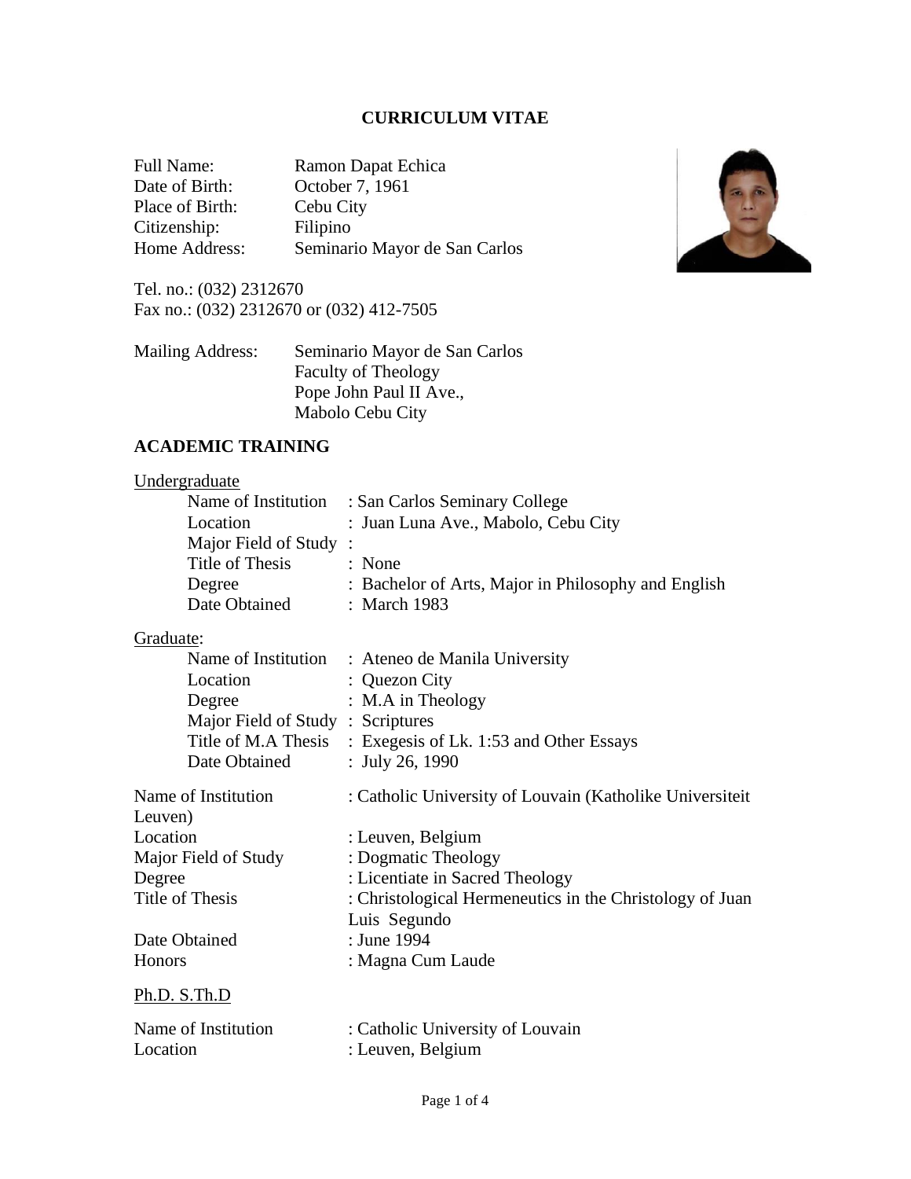# CURRICULUM VITAE

Full Name: Ramon Dapat Echica
Date of Birth: October 7, 1961
Place of Birth: Cebu City
Citizenship: Filipino
Home Address: Seminario Mayor de San Carlos

Tel. no.: (032) 2312670
Fax no.: (032) 2312670 or (032) 412-7505

Mailing Address: Seminario Mayor de San Carlos
Faculty of Theology
Pope John Paul II Ave.,
Mabolo Cebu City

## ACADEMIC TRAINING

Undergraduate

- Name of Institution : San Carlos Seminary College
- Location : Juan Luna Ave., Mabolo, Cebu City
- Major Field of Study :
- Title of Thesis : None
- Degree : Bachelor of Arts, Major in Philosophy and English
- Date Obtained : March 1983

Graduate:

- Name of Institution : Ateneo de Manila University
- Location : Quezon City
- Degree : M.A in Theology
- Major Field of Study : Scriptures
- Title of M.A Thesis : Exegesis of Lk. 1:53 and Other Essays
- Date Obtained : July 26, 1990

Name of Institution : Catholic University of Louvain (Katholike Universiteit Leuven)
Location : Leuven, Belgium
Major Field of Study : Dogmatic Theology
Degree : Licentiate in Sacred Theology
Title of Thesis : Christological Hermeneutics in the Christology of Juan Luis Segundo
Date Obtained : June 1994
Honors : Magna Cum Laude

Ph.D. S.Th.D

Name of Institution : Catholic University of Louvain
Location : Leuven, Belgium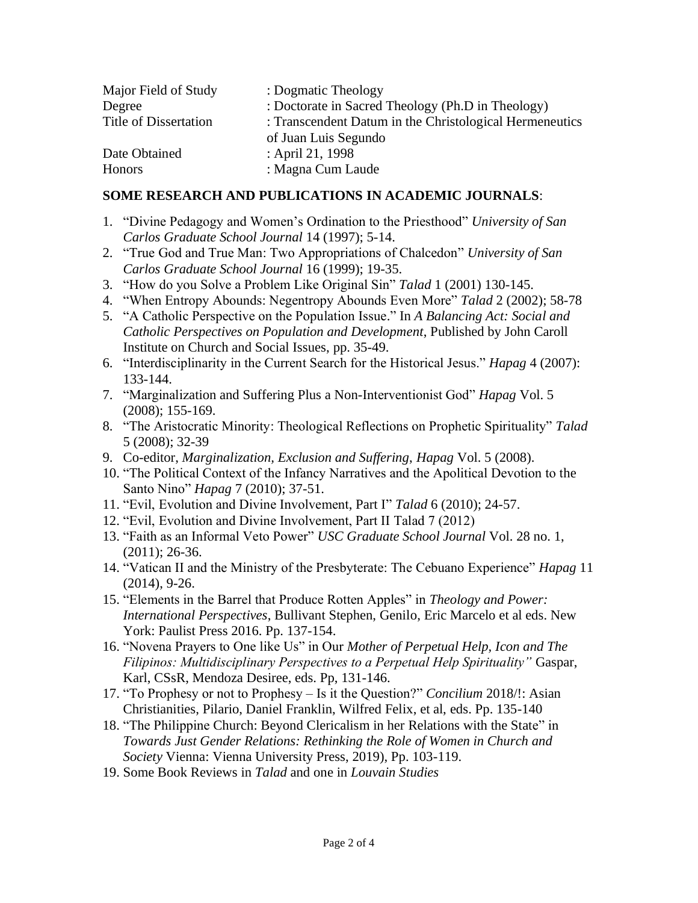| | |
|---|---|
| Major Field of Study | : Dogmatic Theology |
| Degree | : Doctorate in Sacred Theology (Ph.D in Theology) |
| Title of Dissertation | : Transcendent Datum in the Christological Hermeneutics of Juan Luis Segundo |
| Date Obtained | : April 21, 1998 |
| Honors | : Magna Cum Laude |

**SOME RESEARCH AND PUBLICATIONS IN ACADEMIC JOURNALS**:

1. "Divine Pedagogy and Women's Ordination to the Priesthood" *University of San Carlos Graduate School Journal* 14 (1997); 5-14.
2. "True God and True Man: Two Appropriations of Chalcedon" *University of San Carlos Graduate School Journal* 16 (1999); 19-35.
3. "How do you Solve a Problem Like Original Sin" *Talad* 1 (2001) 130-145.
4. "When Entropy Abounds: Negentropy Abounds Even More" *Talad* 2 (2002); 58-78
5. "A Catholic Perspective on the Population Issue." In *A Balancing Act: Social and Catholic Perspectives on Population and Development*, Published by John Caroll Institute on Church and Social Issues, pp. 35-49.
6. "Interdisciplinarity in the Current Search for the Historical Jesus." *Hapag* 4 (2007): 133-144.
7. "Marginalization and Suffering Plus a Non-Interventionist God" *Hapag* Vol. 5 (2008); 155-169.
8. "The Aristocratic Minority: Theological Reflections on Prophetic Spirituality" *Talad* 5 (2008); 32-39
9. Co-editor, *Marginalization, Exclusion and Suffering*, *Hapag* Vol. 5 (2008).
10. "The Political Context of the Infancy Narratives and the Apolitical Devotion to the Santo Nino" *Hapag* 7 (2010); 37-51.
11. "Evil, Evolution and Divine Involvement, Part I" *Talad* 6 (2010); 24-57.
12. "Evil, Evolution and Divine Involvement, Part II Talad 7 (2012)
13. "Faith as an Informal Veto Power" *USC Graduate School Journal* Vol. 28 no. 1, (2011); 26-36.
14. "Vatican II and the Ministry of the Presbyterate: The Cebuano Experience" *Hapag* 11 (2014), 9-26.
15. "Elements in the Barrel that Produce Rotten Apples" in *Theology and Power: International Perspectives*, Bullivant Stephen, Genilo, Eric Marcelo et al eds. New York: Paulist Press 2016. Pp. 137-154.
16. "Novena Prayers to One like Us" in Our *Mother of Perpetual Help, Icon and The Filipinos: Multidisciplinary Perspectives to a Perpetual Help Spirituality"* Gaspar, Karl, CSsR, Mendoza Desiree, eds. Pp, 131-146.
17. "To Prophesy or not to Prophesy – Is it the Question?" *Concilium* 2018/!: Asian Christianities, Pilario, Daniel Franklin, Wilfred Felix, et al, eds. Pp. 135-140
18. "The Philippine Church: Beyond Clericalism in her Relations with the State" in *Towards Just Gender Relations: Rethinking the Role of Women in Church and Society* Vienna: Vienna University Press, 2019), Pp. 103-119.
19. Some Book Reviews in *Talad* and one in *Louvain Studies*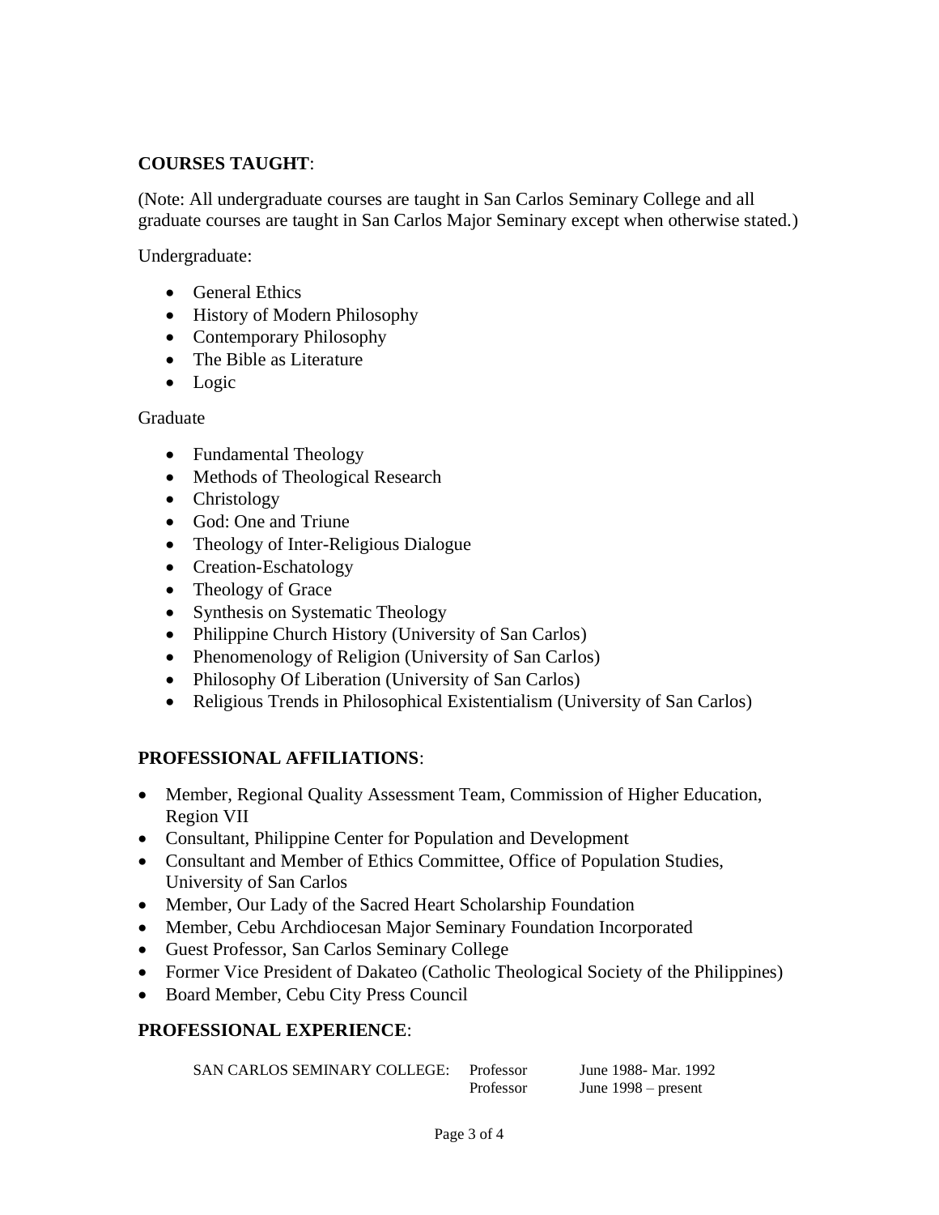**COURSES TAUGHT**:

(Note: All undergraduate courses are taught in San Carlos Seminary College and all graduate courses are taught in San Carlos Major Seminary except when otherwise stated.)

Undergraduate:

- General Ethics
- History of Modern Philosophy
- Contemporary Philosophy
- The Bible as Literature
- Logic

Graduate

- Fundamental Theology
- Methods of Theological Research
- Christology
- God: One and Triune
- Theology of Inter-Religious Dialogue
- Creation-Eschatology
- Theology of Grace
- Synthesis on Systematic Theology
- Philippine Church History (University of San Carlos)
- Phenomenology of Religion (University of San Carlos)
- Philosophy Of Liberation (University of San Carlos)
- Religious Trends in Philosophical Existentialism (University of San Carlos)

**PROFESSIONAL AFFILIATIONS**:

- Member, Regional Quality Assessment Team, Commission of Higher Education, Region VII
- Consultant, Philippine Center for Population and Development
- Consultant and Member of Ethics Committee, Office of Population Studies, University of San Carlos
- Member, Our Lady of the Sacred Heart Scholarship Foundation
- Member, Cebu Archdiocesan Major Seminary Foundation Incorporated
- Guest Professor, San Carlos Seminary College
- Former Vice President of Dakateo (Catholic Theological Society of the Philippines)
- Board Member, Cebu City Press Council

**PROFESSIONAL EXPERIENCE**:

| | | |
|---|---|---|
| SAN CARLOS SEMINARY COLLEGE: | Professor | June 1988- Mar. 1992 |
| | Professor | June 1998 – present |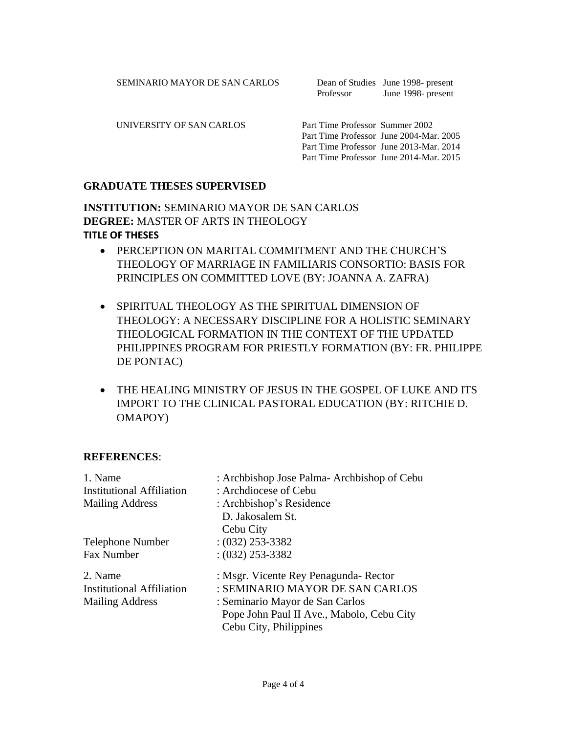| | | |
|---|---|---|
| SEMINARIO MAYOR DE SAN CARLOS | Dean of Studies | June 1998- present |
| | Professor | June 1998- present |
| UNIVERSITY OF SAN CARLOS | Part Time Professor | Summer 2002 |
| | Part Time Professor | June 2004-Mar. 2005 |
| | Part Time Professor | June 2013-Mar. 2014 |
| | Part Time Professor | June 2014-Mar. 2015 |

## GRADUATE THESES SUPERVISED

**INSTITUTION:** SEMINARIO MAYOR DE SAN CARLOS
**DEGREE:** MASTER OF ARTS IN THEOLOGY
**TITLE OF THESES**

- PERCEPTION ON MARITAL COMMITMENT AND THE CHURCH'S THEOLOGY OF MARRIAGE IN FAMILIARIS CONSORTIO: BASIS FOR PRINCIPLES ON COMMITTED LOVE (BY: JOANNA A. ZAFRA)
- SPIRITUAL THEOLOGY AS THE SPIRITUAL DIMENSION OF THEOLOGY: A NECESSARY DISCIPLINE FOR A HOLISTIC SEMINARY THEOLOGICAL FORMATION IN THE CONTEXT OF THE UPDATED PHILIPPINES PROGRAM FOR PRIESTLY FORMATION (BY: FR. PHILIPPE DE PONTAC)
- THE HEALING MINISTRY OF JESUS IN THE GOSPEL OF LUKE AND ITS IMPORT TO THE CLINICAL PASTORAL EDUCATION (BY: RITCHIE D. OMAPOY)

## REFERENCES:

| | |
|---|---|
| 1. Name | : Archbishop Jose Palma- Archbishop of Cebu |
| Institutional Affiliation | : Archdiocese of Cebu |
| Mailing Address | : Archbishop's Residence<br>D. Jakosalem St.<br>Cebu City |
| Telephone Number | : (032) 253-3382 |
| Fax Number | : (032) 253-3382 |
| 2. Name | : Msgr. Vicente Rey Penagunda- Rector |
| Institutional Affiliation | : SEMINARIO MAYOR DE SAN CARLOS |
| Mailing Address | : Seminario Mayor de San Carlos<br>Pope John Paul II Ave., Mabolo, Cebu City<br>Cebu City, Philippines |